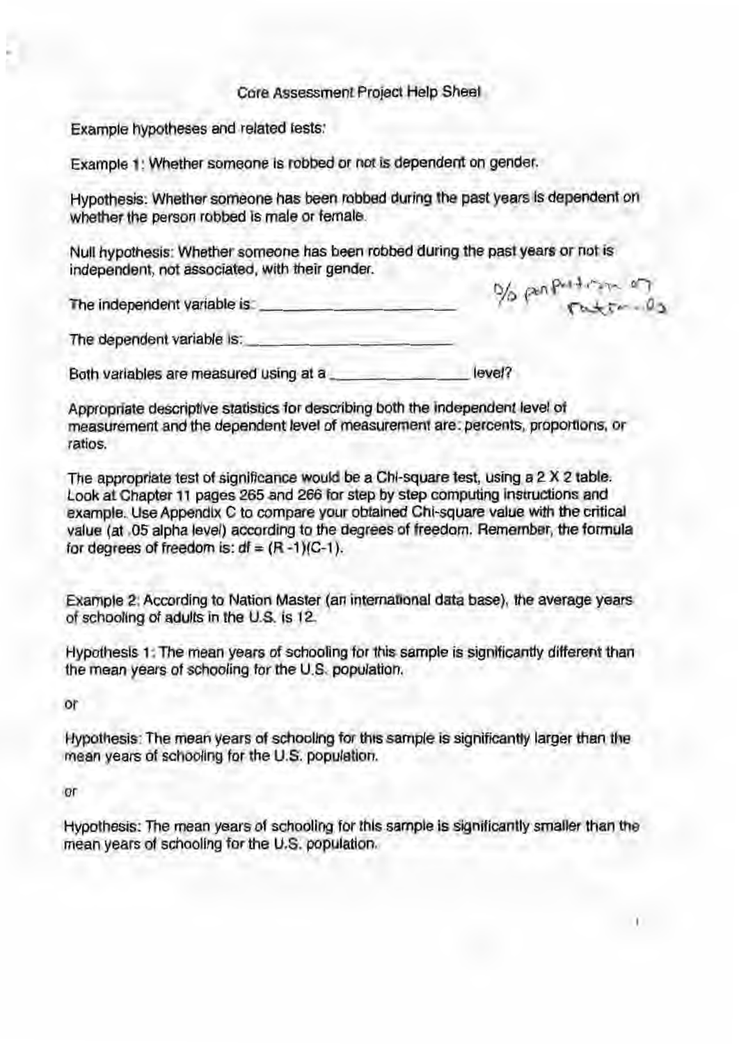# Core Assessment Project Help Sheet

Example hypotheses and related tests:

Example 1: Whether someone is robbed or not is dependent on gender.

Hypothesis: Whether someone has been robbed during the past years is dependent on whether the person robbed is male or female.

Null hypothesis: Whether someone has been robbed during the past years or not is independent, not associated, with their gender.

The independent variable is: ______________________ % proportion or ratios

The dependent variable is: ______________________

Both variables are measured using at a ______________ level?

Appropriate descriptive statistics for describing both the independent level of measurement and the dependent level of measurement are: percents, proportions, or ratios.

The appropriate test of significance would be a Chi-square test, using a 2 X 2 table. Look at Chapter 11 pages 265 and 266 for step by step computing instructions and example. Use Appendix C to compare your obtained Chi-square value with the critical value (at .05 alpha level) according to the degrees of freedom. Remember, the formula for degrees of freedom is: $df = (R-1)(C-1)$.

Example 2: According to Nation Master (an international data base), the average years of schooling of adults in the U.S. is 12.

Hypothesis 1: The mean years of schooling for this sample is significantly different than the mean years of schooling for the U.S. population.

or

Hypothesis: The mean years of schooling for this sample is significantly larger than the mean years of schooling for the U.S. population.

or

Hypothesis: The mean years of schooling for this sample is significantly smaller than the mean years of schooling for the U.S. population.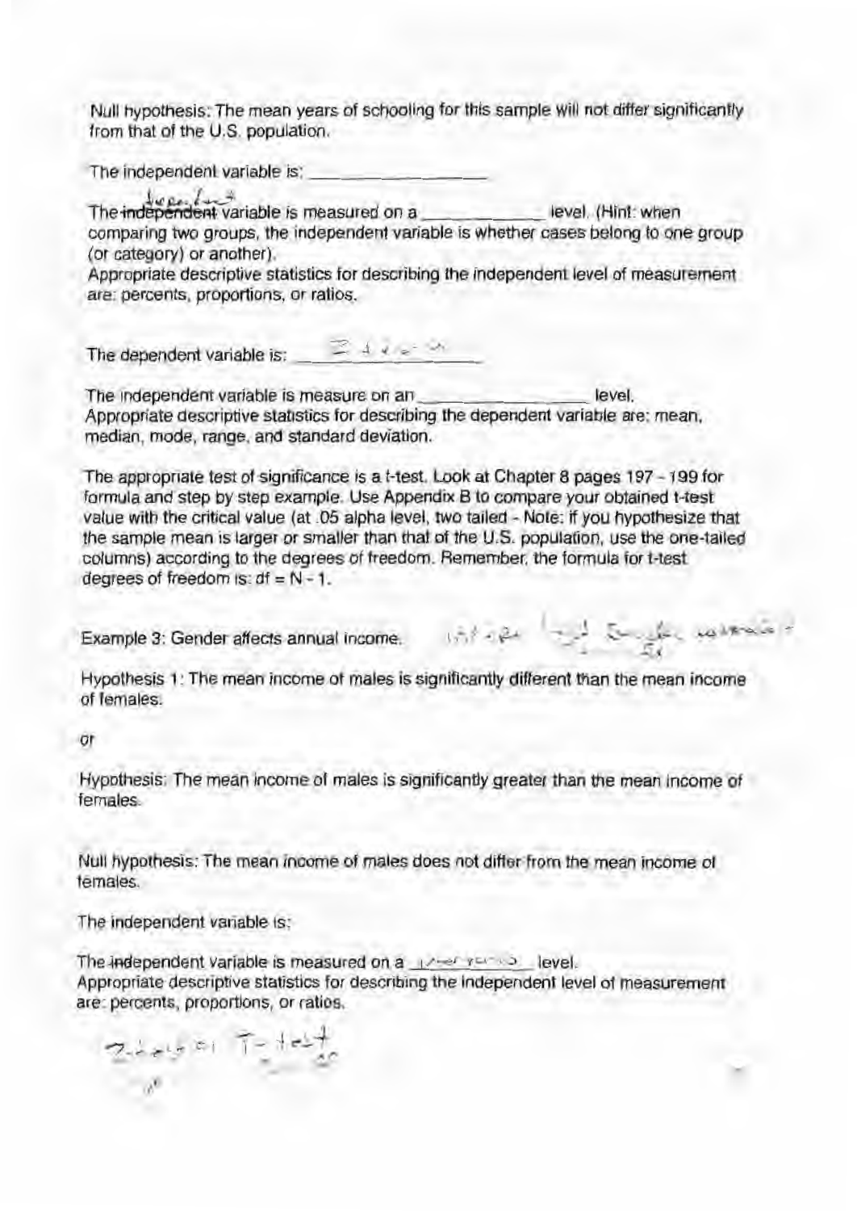Null hypothesis: The mean years of schooling for this sample will not differ significantly from that of the U.S. population.

The independent variable is: ________________

The ~~independent~~ dependent variable is measured on a ____________ level. (Hint: when comparing two groups, the independent variable is whether cases belong to one group (or category) or another).
Appropriate descriptive statistics for describing the independent level of measurement are: percents, proportions, or ratios.

The dependent variable is: ________________

The independent variable is measure on an ________________ level.
Appropriate descriptive statistics for describing the dependent variable are: mean, median, mode, range, and standard deviation.

The appropriate test of significance is a t-test. Look at Chapter 8 pages 197 - 199 for formula and step by step example. Use Appendix B to compare your obtained t-test value with the critical value (at .05 alpha level, two tailed - Note: if you hypothesize that the sample mean is larger or smaller than that of the U.S. population, use the one-tailed columns) according to the degrees of freedom. Remember, the formula for t-test degrees of freedom is: $df = N - 1$.

Example 3: Gender affects annual income.

Hypothesis 1: The mean income of males is significantly different than the mean income of females.

or

Hypothesis: The mean income of males is significantly greater than the mean income of females.

Null hypothesis: The mean income of males does not differ from the mean income of females.

The independent variable is:

The independent variable is measured on a ____________ level.
Appropriate descriptive statistics for describing the independent level of measurement are: percents, proportions, or ratios.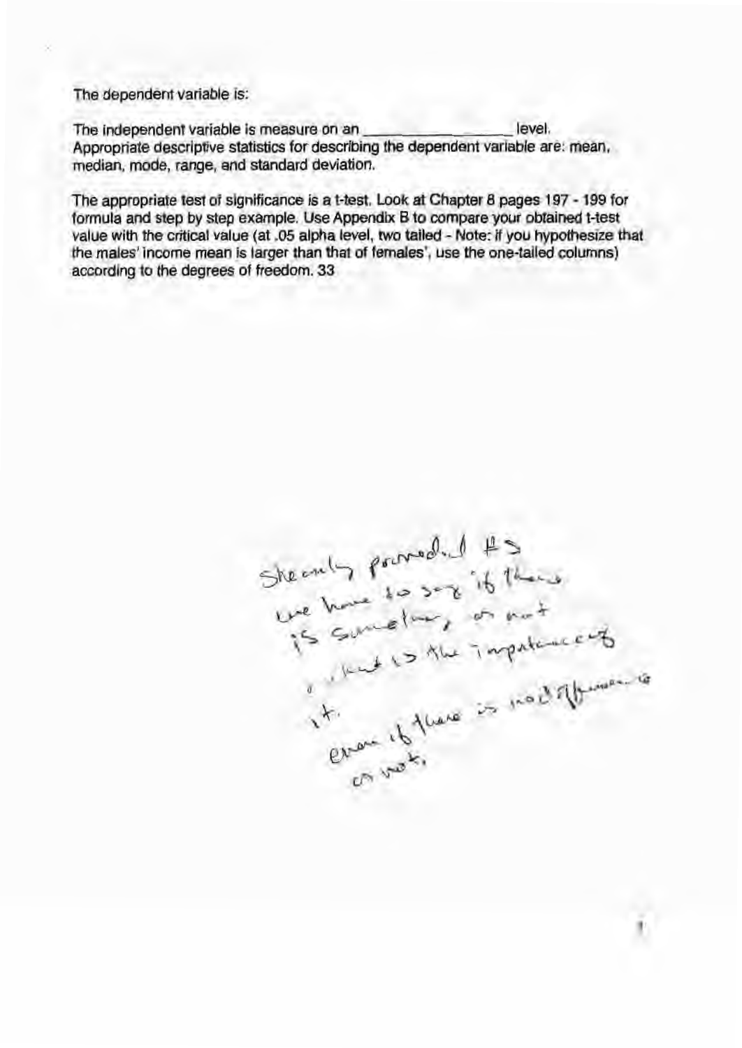The dependent variable is:

The independent variable is measure on an \_\_\_\_\_\_\_\_\_\_\_\_\_\_\_\_ level.
Appropriate descriptive statistics for describing the dependent variable are: mean, median, mode, range, and standard deviation.

The appropriate test of significance is a t-test. Look at Chapter 8 pages 197 - 199 for formula and step by step example. Use Appendix B to compare your obtained t-test value with the critical value (at .05 alpha level, two tailed - Note: if you hypothesize that the males' income mean is larger than that of females', use the one-tailed columns) according to the degrees of freedom. 33

She only provided #s
we have to say if there
is something, or not
what is the importance of
it.
even if there is not difference
or not.